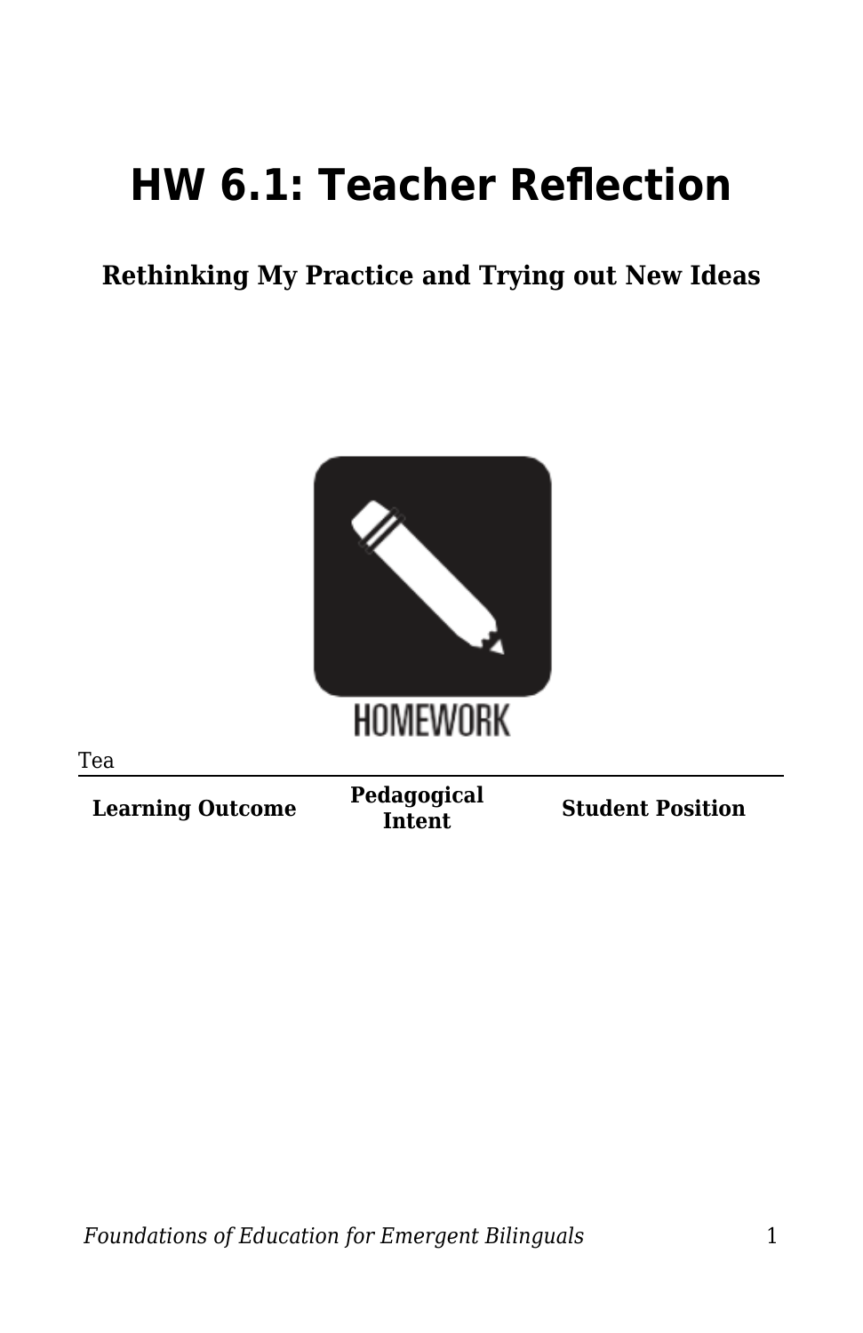# HW 6.1: Teacher Reflection

**Rethinking My Practice and Trying out New Ideas**

Tea

| Learning Outcome | Pedagogical Intent | Student Position |
| --- | --- | --- |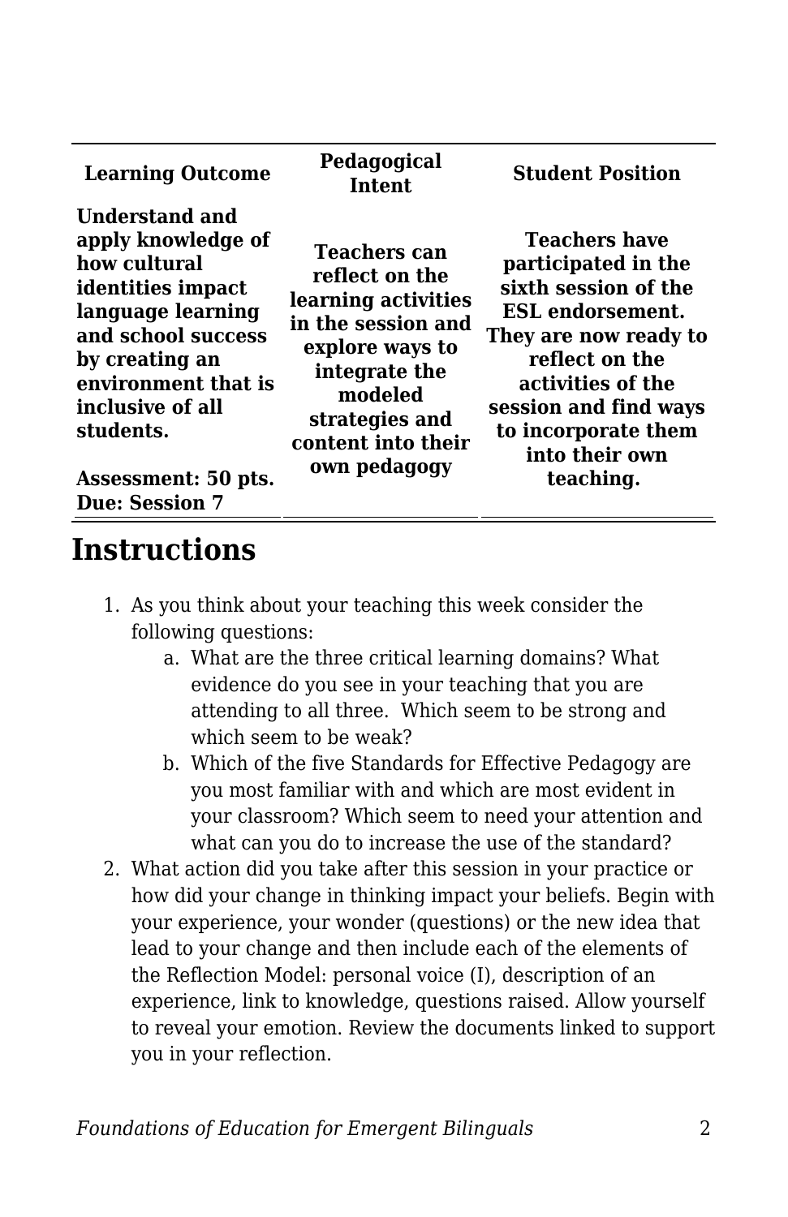| Learning Outcome | Pedagogical Intent | Student Position |
|---|---|---|
| **Understand and apply knowledge of how cultural identities impact language learning and school success by creating an environment that is inclusive of all students.**<br><br>**Assessment: 50 pts.**<br>**Due: Session 7** | **Teachers can reflect on the learning activities in the session and explore ways to integrate the modeled strategies and content into their own pedagogy** | **Teachers have participated in the sixth session of the ESL endorsement. They are now ready to reflect on the activities of the session and find ways to incorporate them into their own teaching.** |

## Instructions

1. As you think about your teaching this week consider the following questions:
    a. What are the three critical learning domains? What evidence do you see in your teaching that you are attending to all three. Which seem to be strong and which seem to be weak?
    b. Which of the five Standards for Effective Pedagogy are you most familiar with and which are most evident in your classroom? Which seem to need your attention and what can you do to increase the use of the standard?
2. What action did you take after this session in your practice or how did your change in thinking impact your beliefs. Begin with your experience, your wonder (questions) or the new idea that lead to your change and then include each of the elements of the Reflection Model: personal voice (I), description of an experience, link to knowledge, questions raised. Allow yourself to reveal your emotion. Review the documents linked to support you in your reflection.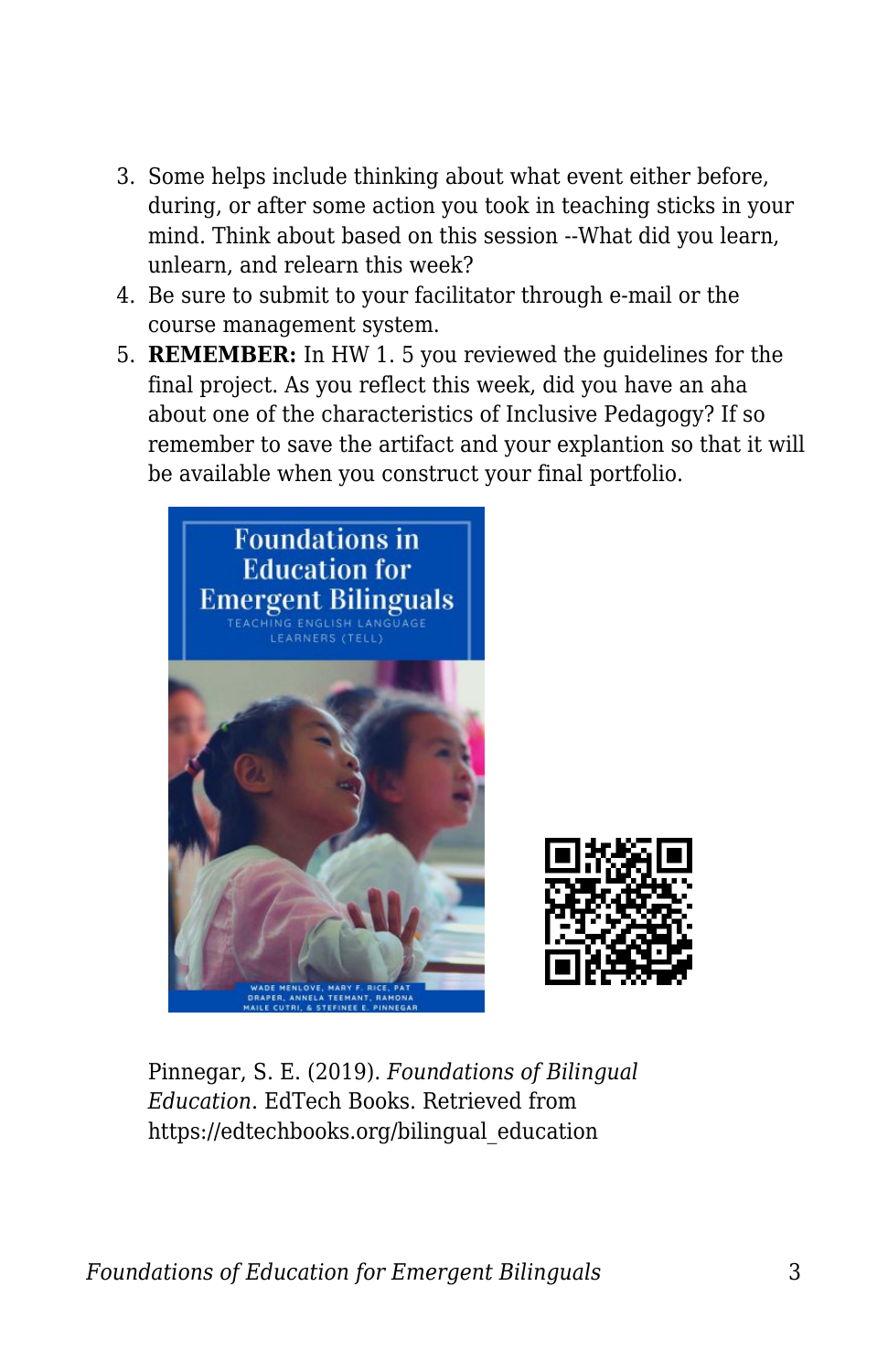3. Some helps include thinking about what event either before, during, or after some action you took in teaching sticks in your mind. Think about based on this session --What did you learn, unlearn, and relearn this week?
4. Be sure to submit to your facilitator through e-mail or the course management system.
5. **REMEMBER:** In HW 1. 5 you reviewed the guidelines for the final project. As you reflect this week, did you have an aha about one of the characteristics of Inclusive Pedagogy? If so remember to save the artifact and your explantion so that it will be available when you construct your final portfolio.

Pinnegar, S. E. (2019). *Foundations of Bilingual Education*. EdTech Books. Retrieved from https://edtechbooks.org/bilingual_education